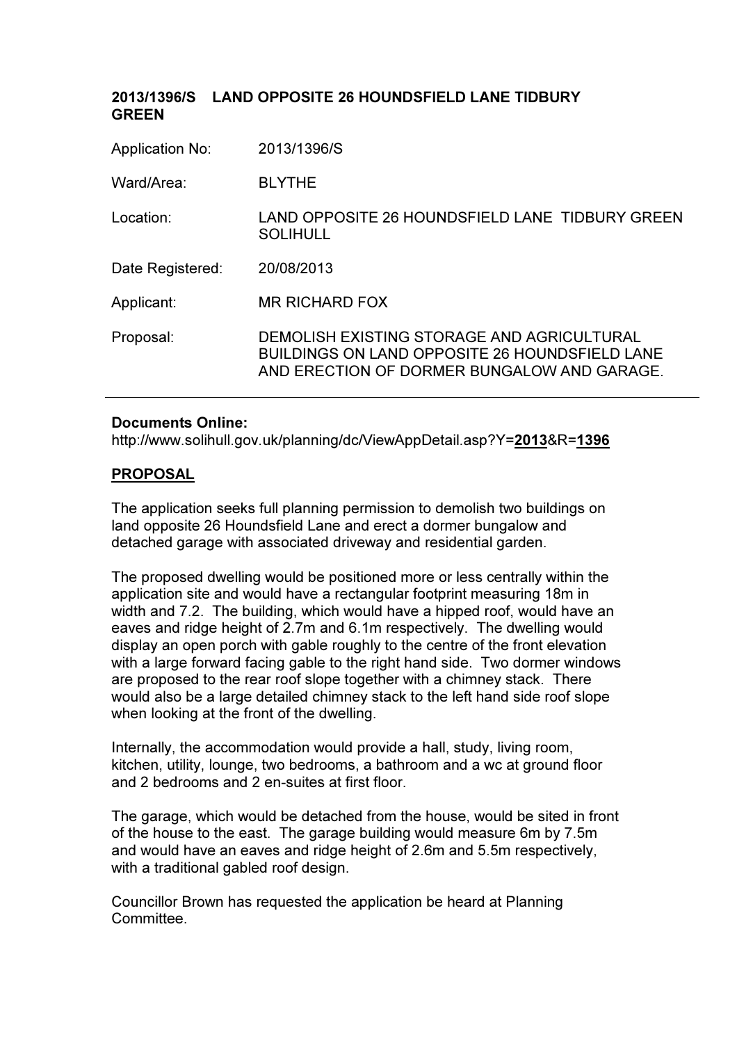**2013/1396/S LAND OPPOSITE 26 HOUNDSFIELD LANE TIDBURY GREEN**

| | |
|---|---|
| Application No: | 2013/1396/S |
| Ward/Area: | BLYTHE |
| Location: | LAND OPPOSITE 26 HOUNDSFIELD LANE TIDBURY GREEN SOLIHULL |
| Date Registered: | 20/08/2013 |
| Applicant: | MR RICHARD FOX |
| Proposal: | DEMOLISH EXISTING STORAGE AND AGRICULTURAL BUILDINGS ON LAND OPPOSITE 26 HOUNDSFIELD LANE AND ERECTION OF DORMER BUNGALOW AND GARAGE. |

---

**Documents Online:**
http://www.solihull.gov.uk/planning/dc/ViewAppDetail.asp?Y=**2013**&R=**1396**

## PROPOSAL

The application seeks full planning permission to demolish two buildings on land opposite 26 Houndsfield Lane and erect a dormer bungalow and detached garage with associated driveway and residential garden.

The proposed dwelling would be positioned more or less centrally within the application site and would have a rectangular footprint measuring 18m in width and 7.2. The building, which would have a hipped roof, would have an eaves and ridge height of 2.7m and 6.1m respectively. The dwelling would display an open porch with gable roughly to the centre of the front elevation with a large forward facing gable to the right hand side. Two dormer windows are proposed to the rear roof slope together with a chimney stack. There would also be a large detailed chimney stack to the left hand side roof slope when looking at the front of the dwelling.

Internally, the accommodation would provide a hall, study, living room, kitchen, utility, lounge, two bedrooms, a bathroom and a wc at ground floor and 2 bedrooms and 2 en-suites at first floor.

The garage, which would be detached from the house, would be sited in front of the house to the east. The garage building would measure 6m by 7.5m and would have an eaves and ridge height of 2.6m and 5.5m respectively, with a traditional gabled roof design.

Councillor Brown has requested the application be heard at Planning Committee.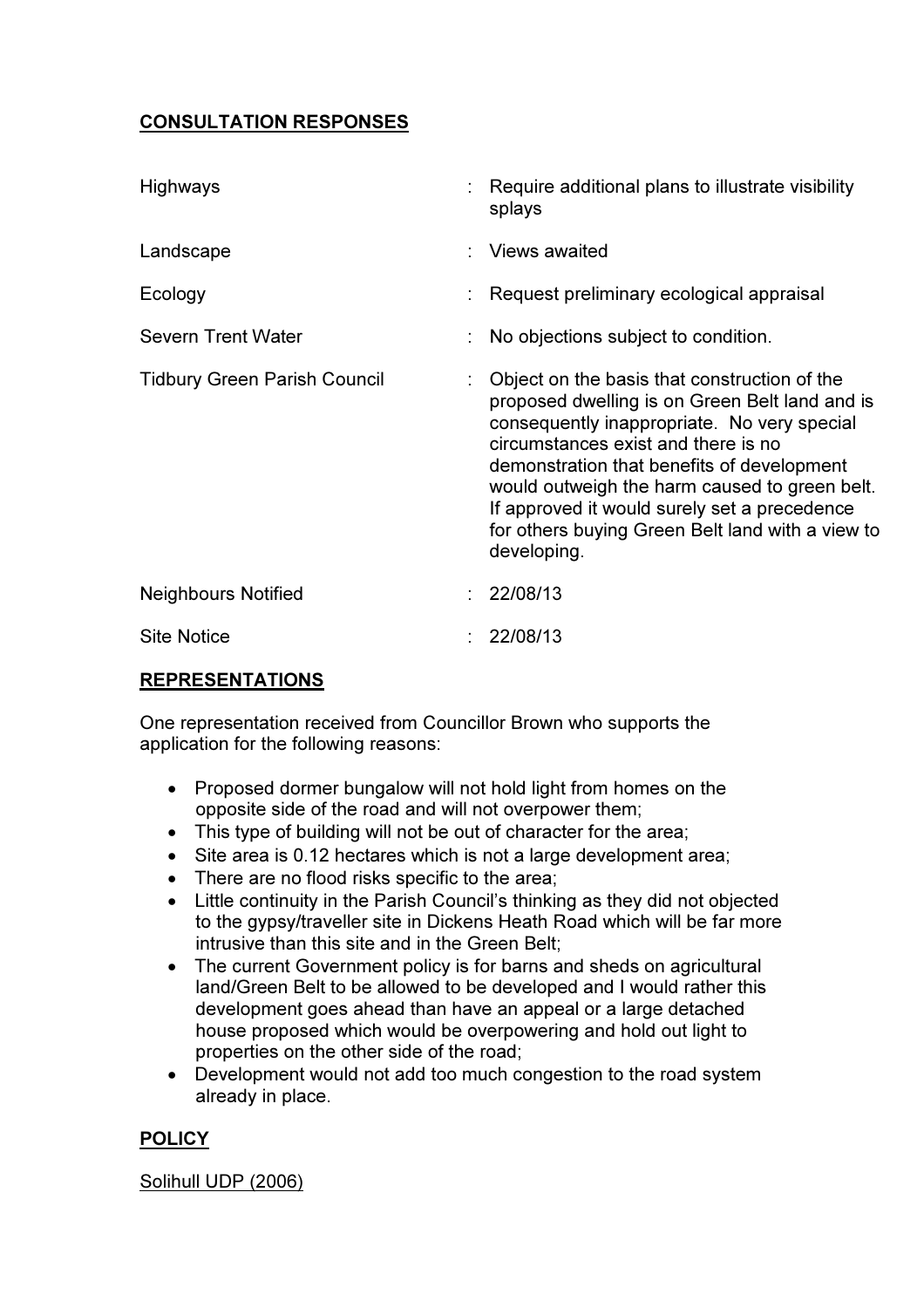## CONSULTATION RESPONSES

| | | |
|---|---|---|
| Highways | : | Require additional plans to illustrate visibility splays |
| Landscape | : | Views awaited |
| Ecology | : | Request preliminary ecological appraisal |
| Severn Trent Water | : | No objections subject to condition. |
| Tidbury Green Parish Council | : | Object on the basis that construction of the proposed dwelling is on Green Belt land and is consequently inappropriate. No very special circumstances exist and there is no demonstration that benefits of development would outweigh the harm caused to green belt. If approved it would surely set a precedence for others buying Green Belt land with a view to developing. |
| Neighbours Notified | : | 22/08/13 |
| Site Notice | : | 22/08/13 |

## REPRESENTATIONS

One representation received from Councillor Brown who supports the application for the following reasons:

- Proposed dormer bungalow will not hold light from homes on the opposite side of the road and will not overpower them;
- This type of building will not be out of character for the area;
- Site area is 0.12 hectares which is not a large development area;
- There are no flood risks specific to the area;
- Little continuity in the Parish Council's thinking as they did not objected to the gypsy/traveller site in Dickens Heath Road which will be far more intrusive than this site and in the Green Belt;
- The current Government policy is for barns and sheds on agricultural land/Green Belt to be allowed to be developed and I would rather this development goes ahead than have an appeal or a large detached house proposed which would be overpowering and hold out light to properties on the other side of the road;
- Development would not add too much congestion to the road system already in place.

## POLICY

Solihull UDP (2006)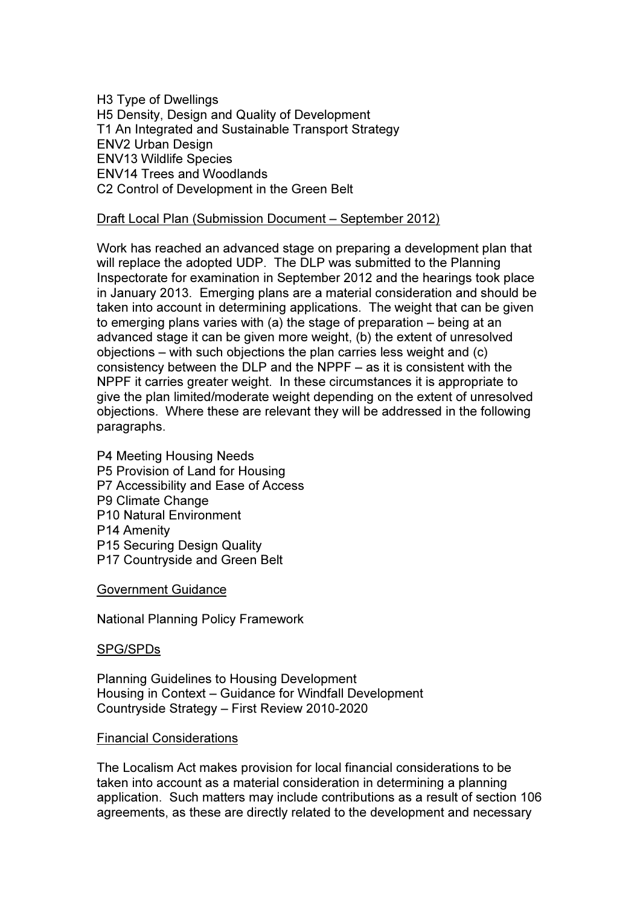H3 Type of Dwellings
H5 Density, Design and Quality of Development
T1 An Integrated and Sustainable Transport Strategy
ENV2 Urban Design
ENV13 Wildlife Species
ENV14 Trees and Woodlands
C2 Control of Development in the Green Belt

<u>Draft Local Plan (Submission Document – September 2012)</u>

Work has reached an advanced stage on preparing a development plan that will replace the adopted UDP. The DLP was submitted to the Planning Inspectorate for examination in September 2012 and the hearings took place in January 2013. Emerging plans are a material consideration and should be taken into account in determining applications. The weight that can be given to emerging plans varies with (a) the stage of preparation – being at an advanced stage it can be given more weight, (b) the extent of unresolved objections – with such objections the plan carries less weight and (c) consistency between the DLP and the NPPF – as it is consistent with the NPPF it carries greater weight. In these circumstances it is appropriate to give the plan limited/moderate weight depending on the extent of unresolved objections. Where these are relevant they will be addressed in the following paragraphs.

P4 Meeting Housing Needs
P5 Provision of Land for Housing
P7 Accessibility and Ease of Access
P9 Climate Change
P10 Natural Environment
P14 Amenity
P15 Securing Design Quality
P17 Countryside and Green Belt

<u>Government Guidance</u>

National Planning Policy Framework

<u>SPG/SPDs</u>

Planning Guidelines to Housing Development
Housing in Context – Guidance for Windfall Development
Countryside Strategy – First Review 2010-2020

<u>Financial Considerations</u>

The Localism Act makes provision for local financial considerations to be taken into account as a material consideration in determining a planning application. Such matters may include contributions as a result of section 106 agreements, as these are directly related to the development and necessary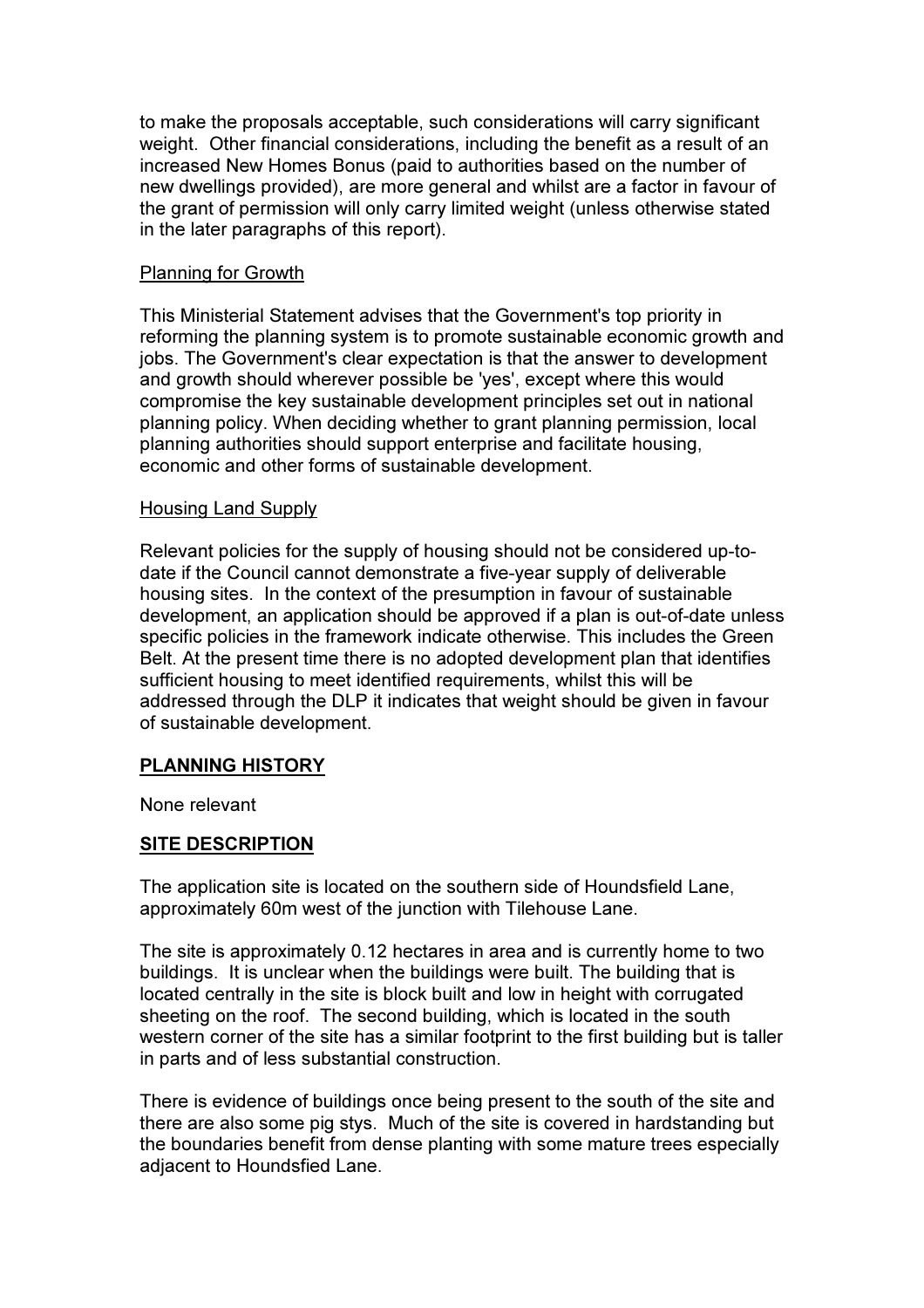to make the proposals acceptable, such considerations will carry significant weight. Other financial considerations, including the benefit as a result of an increased New Homes Bonus (paid to authorities based on the number of new dwellings provided), are more general and whilst are a factor in favour of the grant of permission will only carry limited weight (unless otherwise stated in the later paragraphs of this report).

Planning for Growth

This Ministerial Statement advises that the Government's top priority in reforming the planning system is to promote sustainable economic growth and jobs. The Government's clear expectation is that the answer to development and growth should wherever possible be 'yes', except where this would compromise the key sustainable development principles set out in national planning policy. When deciding whether to grant planning permission, local planning authorities should support enterprise and facilitate housing, economic and other forms of sustainable development.

Housing Land Supply

Relevant policies for the supply of housing should not be considered up-to-date if the Council cannot demonstrate a five-year supply of deliverable housing sites. In the context of the presumption in favour of sustainable development, an application should be approved if a plan is out-of-date unless specific policies in the framework indicate otherwise. This includes the Green Belt. At the present time there is no adopted development plan that identifies sufficient housing to meet identified requirements, whilst this will be addressed through the DLP it indicates that weight should be given in favour of sustainable development.

## PLANNING HISTORY

None relevant

## SITE DESCRIPTION

The application site is located on the southern side of Houndsfield Lane, approximately 60m west of the junction with Tilehouse Lane.

The site is approximately 0.12 hectares in area and is currently home to two buildings. It is unclear when the buildings were built. The building that is located centrally in the site is block built and low in height with corrugated sheeting on the roof. The second building, which is located in the south western corner of the site has a similar footprint to the first building but is taller in parts and of less substantial construction.

There is evidence of buildings once being present to the south of the site and there are also some pig stys. Much of the site is covered in hardstanding but the boundaries benefit from dense planting with some mature trees especially adjacent to Houndsfied Lane.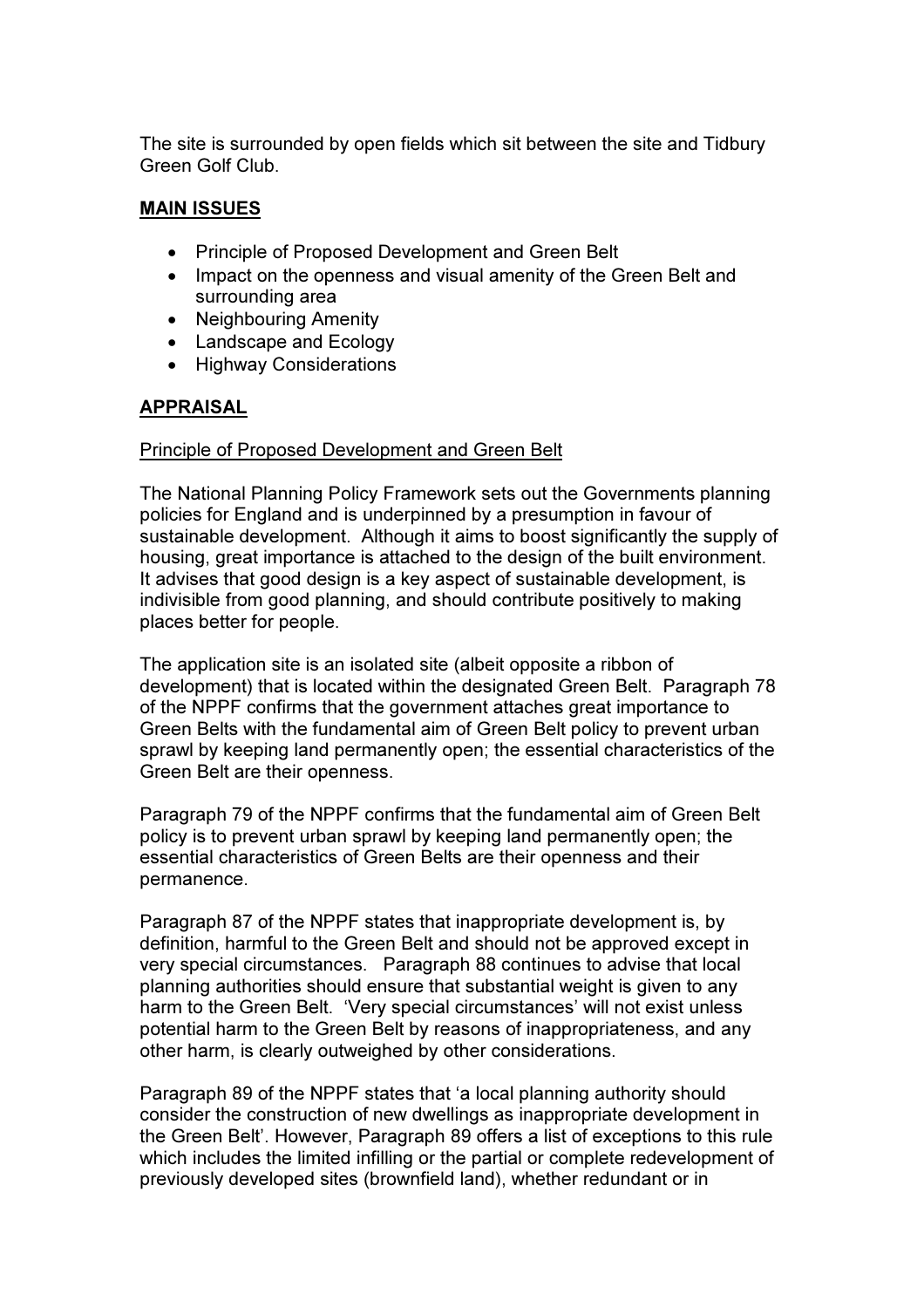The site is surrounded by open fields which sit between the site and Tidbury Green Golf Club.

## MAIN ISSUES

- Principle of Proposed Development and Green Belt
- Impact on the openness and visual amenity of the Green Belt and surrounding area
- Neighbouring Amenity
- Landscape and Ecology
- Highway Considerations

## APPRAISAL

### Principle of Proposed Development and Green Belt

The National Planning Policy Framework sets out the Governments planning policies for England and is underpinned by a presumption in favour of sustainable development. Although it aims to boost significantly the supply of housing, great importance is attached to the design of the built environment. It advises that good design is a key aspect of sustainable development, is indivisible from good planning, and should contribute positively to making places better for people.

The application site is an isolated site (albeit opposite a ribbon of development) that is located within the designated Green Belt. Paragraph 78 of the NPPF confirms that the government attaches great importance to Green Belts with the fundamental aim of Green Belt policy to prevent urban sprawl by keeping land permanently open; the essential characteristics of the Green Belt are their openness.

Paragraph 79 of the NPPF confirms that the fundamental aim of Green Belt policy is to prevent urban sprawl by keeping land permanently open; the essential characteristics of Green Belts are their openness and their permanence.

Paragraph 87 of the NPPF states that inappropriate development is, by definition, harmful to the Green Belt and should not be approved except in very special circumstances. Paragraph 88 continues to advise that local planning authorities should ensure that substantial weight is given to any harm to the Green Belt. 'Very special circumstances' will not exist unless potential harm to the Green Belt by reasons of inappropriateness, and any other harm, is clearly outweighed by other considerations.

Paragraph 89 of the NPPF states that 'a local planning authority should consider the construction of new dwellings as inappropriate development in the Green Belt'. However, Paragraph 89 offers a list of exceptions to this rule which includes the limited infilling or the partial or complete redevelopment of previously developed sites (brownfield land), whether redundant or in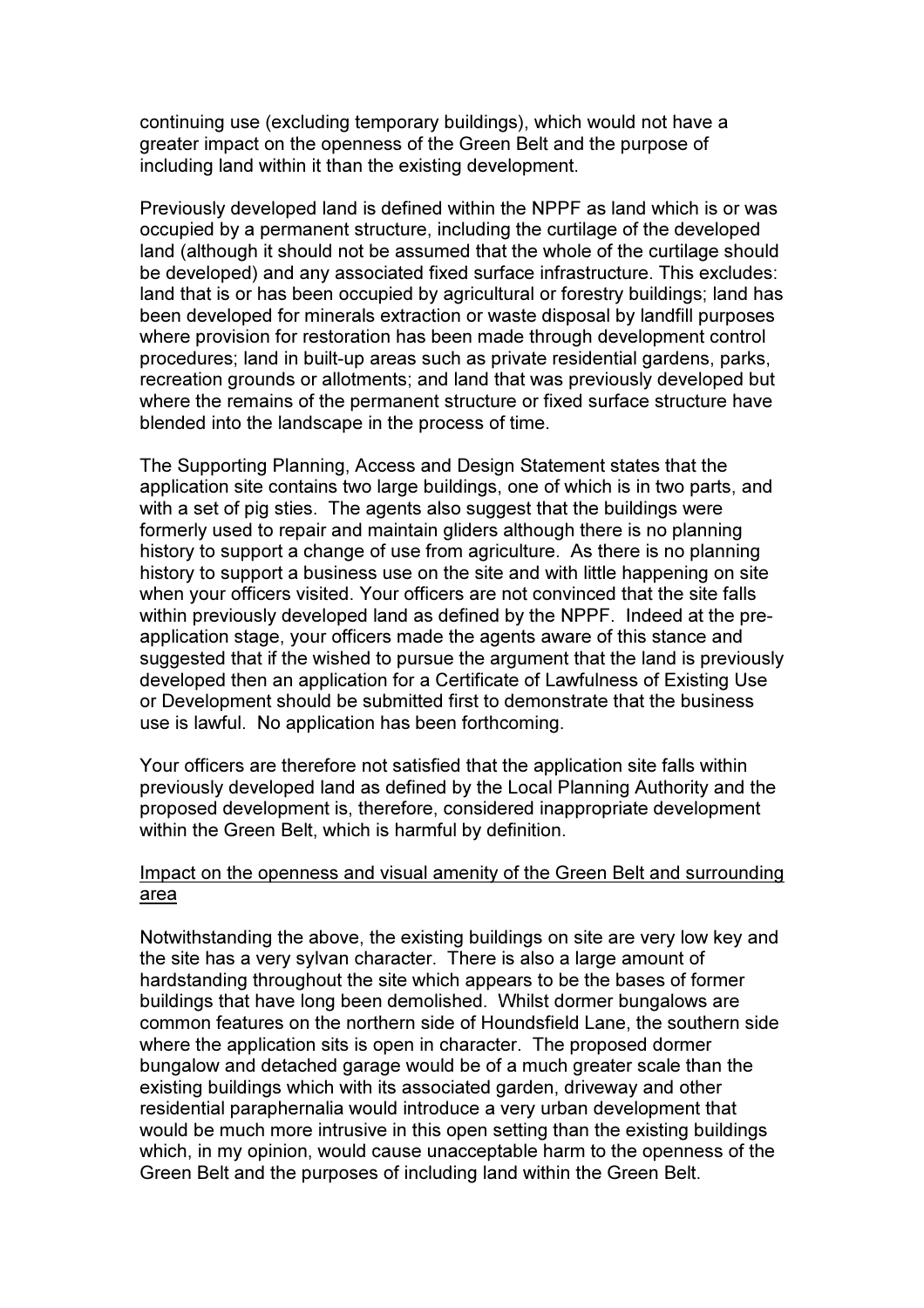continuing use (excluding temporary buildings), which would not have a greater impact on the openness of the Green Belt and the purpose of including land within it than the existing development.

Previously developed land is defined within the NPPF as land which is or was occupied by a permanent structure, including the curtilage of the developed land (although it should not be assumed that the whole of the curtilage should be developed) and any associated fixed surface infrastructure. This excludes: land that is or has been occupied by agricultural or forestry buildings; land has been developed for minerals extraction or waste disposal by landfill purposes where provision for restoration has been made through development control procedures; land in built-up areas such as private residential gardens, parks, recreation grounds or allotments; and land that was previously developed but where the remains of the permanent structure or fixed surface structure have blended into the landscape in the process of time.

The Supporting Planning, Access and Design Statement states that the application site contains two large buildings, one of which is in two parts, and with a set of pig sties. The agents also suggest that the buildings were formerly used to repair and maintain gliders although there is no planning history to support a change of use from agriculture. As there is no planning history to support a business use on the site and with little happening on site when your officers visited. Your officers are not convinced that the site falls within previously developed land as defined by the NPPF. Indeed at the pre-application stage, your officers made the agents aware of this stance and suggested that if the wished to pursue the argument that the land is previously developed then an application for a Certificate of Lawfulness of Existing Use or Development should be submitted first to demonstrate that the business use is lawful. No application has been forthcoming.

Your officers are therefore not satisfied that the application site falls within previously developed land as defined by the Local Planning Authority and the proposed development is, therefore, considered inappropriate development within the Green Belt, which is harmful by definition.

<u>Impact on the openness and visual amenity of the Green Belt and surrounding area</u>

Notwithstanding the above, the existing buildings on site are very low key and the site has a very sylvan character. There is also a large amount of hardstanding throughout the site which appears to be the bases of former buildings that have long been demolished. Whilst dormer bungalows are common features on the northern side of Houndsfield Lane, the southern side where the application sits is open in character. The proposed dormer bungalow and detached garage would be of a much greater scale than the existing buildings which with its associated garden, driveway and other residential paraphernalia would introduce a very urban development that would be much more intrusive in this open setting than the existing buildings which, in my opinion, would cause unacceptable harm to the openness of the Green Belt and the purposes of including land within the Green Belt.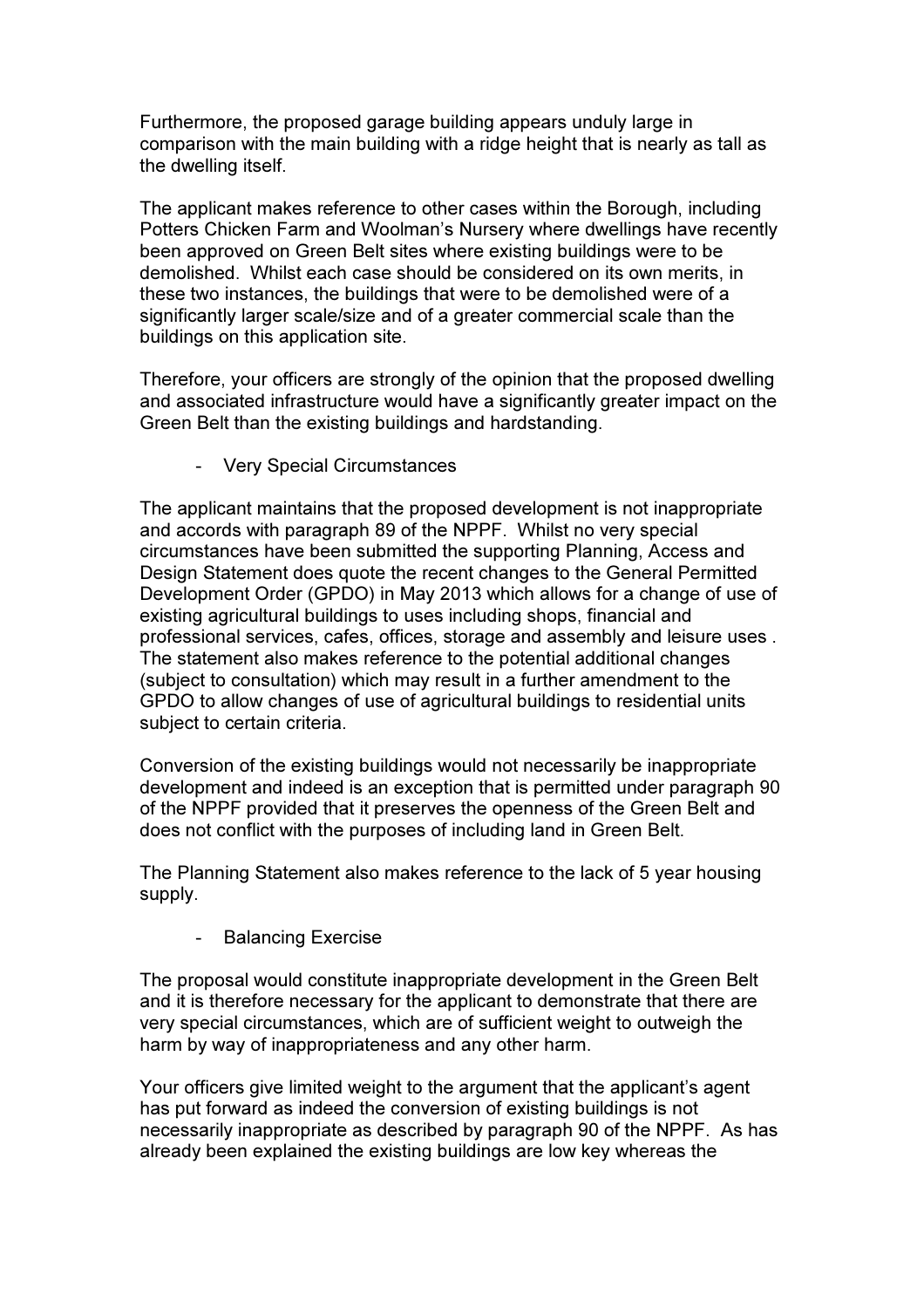Furthermore, the proposed garage building appears unduly large in comparison with the main building with a ridge height that is nearly as tall as the dwelling itself.

The applicant makes reference to other cases within the Borough, including Potters Chicken Farm and Woolman's Nursery where dwellings have recently been approved on Green Belt sites where existing buildings were to be demolished. Whilst each case should be considered on its own merits, in these two instances, the buildings that were to be demolished were of a significantly larger scale/size and of a greater commercial scale than the buildings on this application site.

Therefore, your officers are strongly of the opinion that the proposed dwelling and associated infrastructure would have a significantly greater impact on the Green Belt than the existing buildings and hardstanding.

- Very Special Circumstances

The applicant maintains that the proposed development is not inappropriate and accords with paragraph 89 of the NPPF. Whilst no very special circumstances have been submitted the supporting Planning, Access and Design Statement does quote the recent changes to the General Permitted Development Order (GPDO) in May 2013 which allows for a change of use of existing agricultural buildings to uses including shops, financial and professional services, cafes, offices, storage and assembly and leisure uses . The statement also makes reference to the potential additional changes (subject to consultation) which may result in a further amendment to the GPDO to allow changes of use of agricultural buildings to residential units subject to certain criteria.

Conversion of the existing buildings would not necessarily be inappropriate development and indeed is an exception that is permitted under paragraph 90 of the NPPF provided that it preserves the openness of the Green Belt and does not conflict with the purposes of including land in Green Belt.

The Planning Statement also makes reference to the lack of 5 year housing supply.

- Balancing Exercise

The proposal would constitute inappropriate development in the Green Belt and it is therefore necessary for the applicant to demonstrate that there are very special circumstances, which are of sufficient weight to outweigh the harm by way of inappropriateness and any other harm.

Your officers give limited weight to the argument that the applicant's agent has put forward as indeed the conversion of existing buildings is not necessarily inappropriate as described by paragraph 90 of the NPPF. As has already been explained the existing buildings are low key whereas the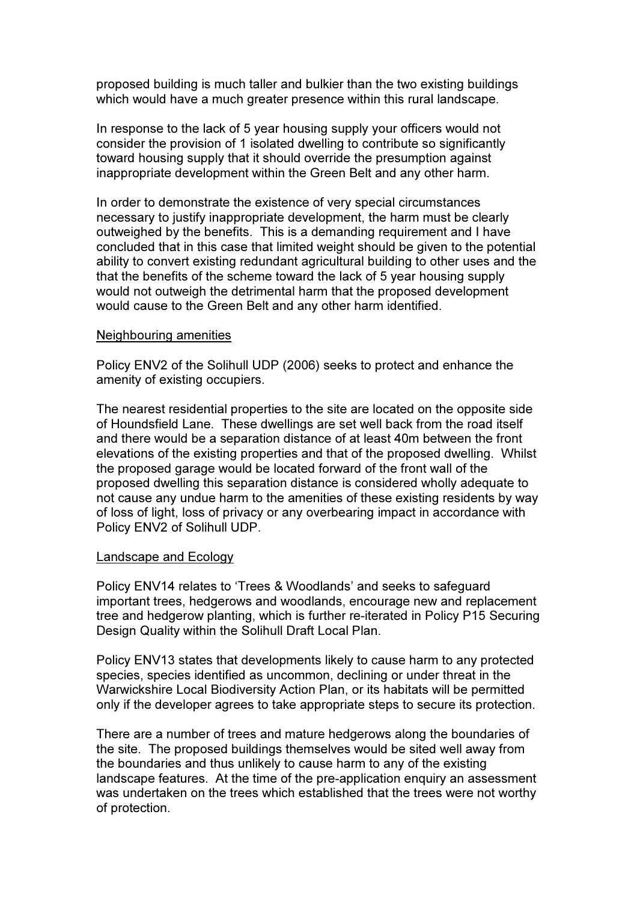proposed building is much taller and bulkier than the two existing buildings which would have a much greater presence within this rural landscape.

In response to the lack of 5 year housing supply your officers would not consider the provision of 1 isolated dwelling to contribute so significantly toward housing supply that it should override the presumption against inappropriate development within the Green Belt and any other harm.

In order to demonstrate the existence of very special circumstances necessary to justify inappropriate development, the harm must be clearly outweighed by the benefits. This is a demanding requirement and I have concluded that in this case that limited weight should be given to the potential ability to convert existing redundant agricultural building to other uses and the that the benefits of the scheme toward the lack of 5 year housing supply would not outweigh the detrimental harm that the proposed development would cause to the Green Belt and any other harm identified.

<u>Neighbouring amenities</u>

Policy ENV2 of the Solihull UDP (2006) seeks to protect and enhance the amenity of existing occupiers.

The nearest residential properties to the site are located on the opposite side of Houndsfield Lane. These dwellings are set well back from the road itself and there would be a separation distance of at least 40m between the front elevations of the existing properties and that of the proposed dwelling. Whilst the proposed garage would be located forward of the front wall of the proposed dwelling this separation distance is considered wholly adequate to not cause any undue harm to the amenities of these existing residents by way of loss of light, loss of privacy or any overbearing impact in accordance with Policy ENV2 of Solihull UDP.

<u>Landscape and Ecology</u>

Policy ENV14 relates to 'Trees & Woodlands' and seeks to safeguard important trees, hedgerows and woodlands, encourage new and replacement tree and hedgerow planting, which is further re-iterated in Policy P15 Securing Design Quality within the Solihull Draft Local Plan.

Policy ENV13 states that developments likely to cause harm to any protected species, species identified as uncommon, declining or under threat in the Warwickshire Local Biodiversity Action Plan, or its habitats will be permitted only if the developer agrees to take appropriate steps to secure its protection.

There are a number of trees and mature hedgerows along the boundaries of the site. The proposed buildings themselves would be sited well away from the boundaries and thus unlikely to cause harm to any of the existing landscape features. At the time of the pre-application enquiry an assessment was undertaken on the trees which established that the trees were not worthy of protection.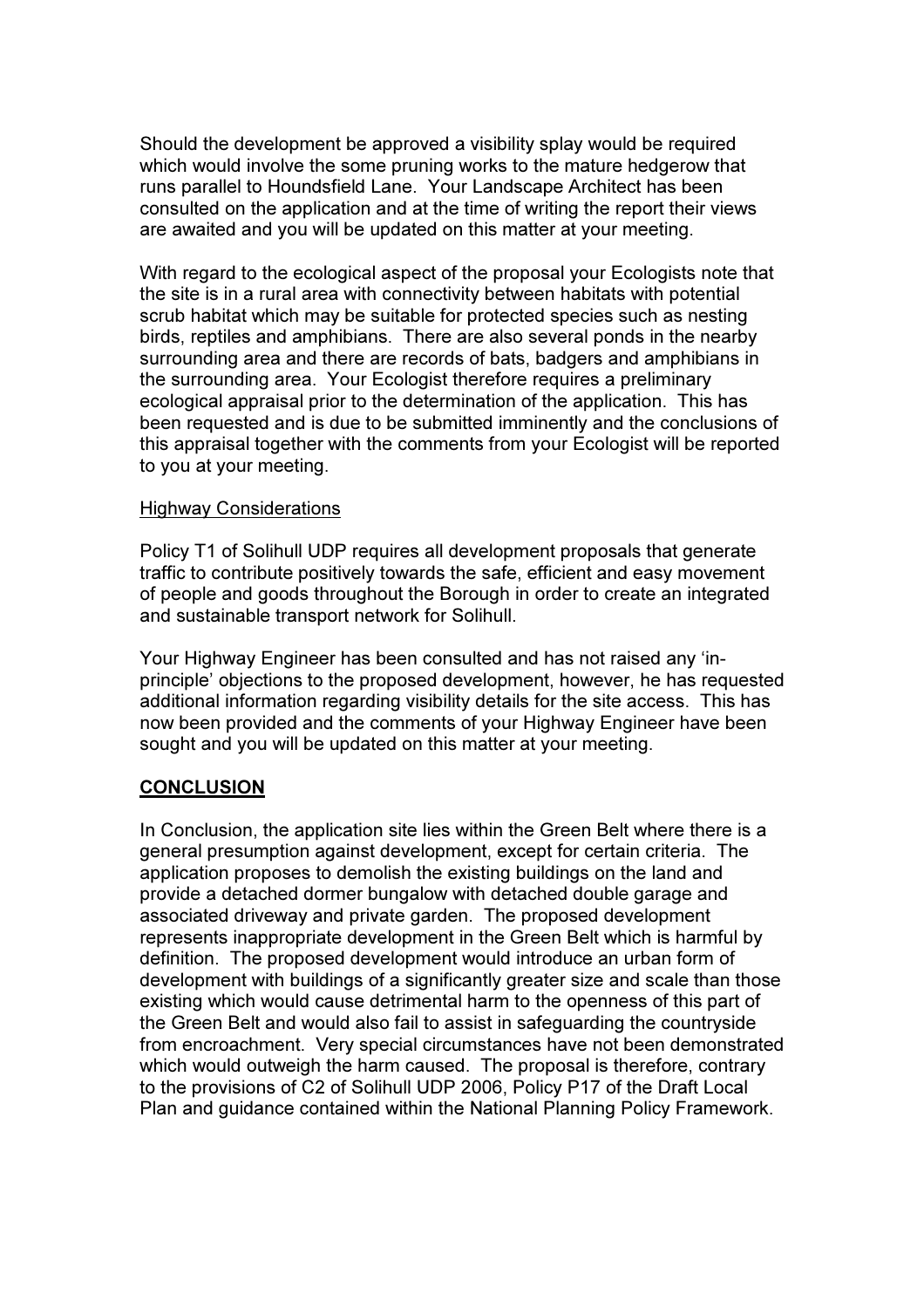Should the development be approved a visibility splay would be required which would involve the some pruning works to the mature hedgerow that runs parallel to Houndsfield Lane. Your Landscape Architect has been consulted on the application and at the time of writing the report their views are awaited and you will be updated on this matter at your meeting.

With regard to the ecological aspect of the proposal your Ecologists note that the site is in a rural area with connectivity between habitats with potential scrub habitat which may be suitable for protected species such as nesting birds, reptiles and amphibians. There are also several ponds in the nearby surrounding area and there are records of bats, badgers and amphibians in the surrounding area. Your Ecologist therefore requires a preliminary ecological appraisal prior to the determination of the application. This has been requested and is due to be submitted imminently and the conclusions of this appraisal together with the comments from your Ecologist will be reported to you at your meeting.

<u>Highway Considerations</u>

Policy T1 of Solihull UDP requires all development proposals that generate traffic to contribute positively towards the safe, efficient and easy movement of people and goods throughout the Borough in order to create an integrated and sustainable transport network for Solihull.

Your Highway Engineer has been consulted and has not raised any 'in-principle' objections to the proposed development, however, he has requested additional information regarding visibility details for the site access. This has now been provided and the comments of your Highway Engineer have been sought and you will be updated on this matter at your meeting.

## <u>CONCLUSION</u>

In Conclusion, the application site lies within the Green Belt where there is a general presumption against development, except for certain criteria. The application proposes to demolish the existing buildings on the land and provide a detached dormer bungalow with detached double garage and associated driveway and private garden. The proposed development represents inappropriate development in the Green Belt which is harmful by definition. The proposed development would introduce an urban form of development with buildings of a significantly greater size and scale than those existing which would cause detrimental harm to the openness of this part of the Green Belt and would also fail to assist in safeguarding the countryside from encroachment. Very special circumstances have not been demonstrated which would outweigh the harm caused. The proposal is therefore, contrary to the provisions of C2 of Solihull UDP 2006, Policy P17 of the Draft Local Plan and guidance contained within the National Planning Policy Framework.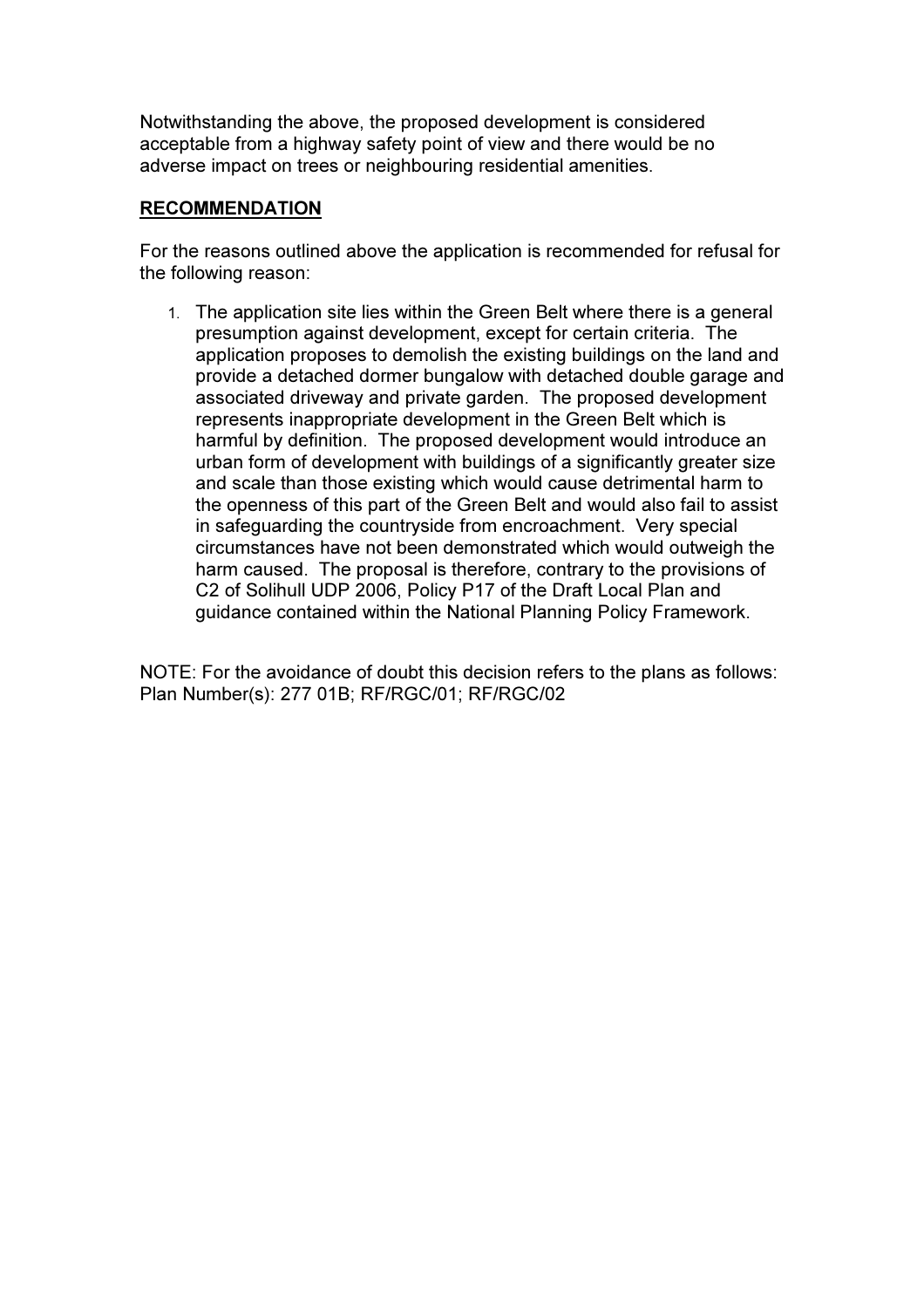Notwithstanding the above, the proposed development is considered acceptable from a highway safety point of view and there would be no adverse impact on trees or neighbouring residential amenities.

## RECOMMENDATION

For the reasons outlined above the application is recommended for refusal for the following reason:

1. The application site lies within the Green Belt where there is a general presumption against development, except for certain criteria. The application proposes to demolish the existing buildings on the land and provide a detached dormer bungalow with detached double garage and associated driveway and private garden. The proposed development represents inappropriate development in the Green Belt which is harmful by definition. The proposed development would introduce an urban form of development with buildings of a significantly greater size and scale than those existing which would cause detrimental harm to the openness of this part of the Green Belt and would also fail to assist in safeguarding the countryside from encroachment. Very special circumstances have not been demonstrated which would outweigh the harm caused. The proposal is therefore, contrary to the provisions of C2 of Solihull UDP 2006, Policy P17 of the Draft Local Plan and guidance contained within the National Planning Policy Framework.

NOTE: For the avoidance of doubt this decision refers to the plans as follows: Plan Number(s): 277 01B; RF/RGC/01; RF/RGC/02